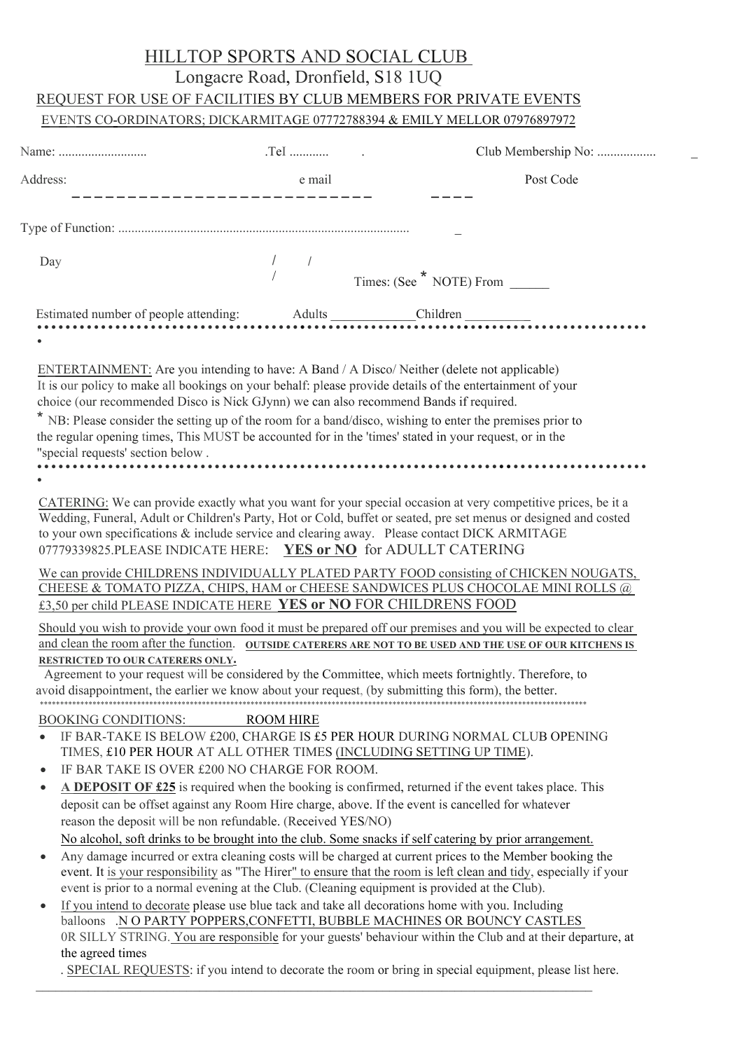# HILLTOP SPORTS AND SOCIAL CLUB

Longacre Road, Dronfield, S18 1UQ

REQUEST FOR USE OF FACILITIES BY CLUB MEMBERS FOR PRIVATE EVENTS

EVENTS CO-ORDINATORS; DICKARMITAGE 07772788394 & EMILY MELLOR 07976897972

Name: .......................... .Tel ........... . Club Membership No: ................. _

Address: e mail Post Code

_ _ _ _ _ _ _ _ _ _ _ _ _ _ _ _ _ _ _ _ _ _ _ _ _ _ _ _ _ _

Type of Function: ........................................................................................ _

Day / / / Times: (See * NOTE) From ______

Estimated number of people attending: Adults ____________Children __________

•••••••••••••••••••••••••••••••••••••••••••••••••••••••••••••••••••••••••••••••••••

ENTERTAINMENT: Are you intending to have: A Band / A Disco/ Neither (delete not applicable)
It is our policy to make all bookings on your behalf: please provide details of the entertainment of your choice (our recommended Disco is Nick GJynn) we can also recommend Bands if required.

* NB: Please consider the setting up of the room for a band/disco, wishing to enter the premises prior to the regular opening times, This MUST be accounted for in the 'times' stated in your request, or in the "special requests' section below .

•••••••••••••••••••••••••••••••••••••••••••••••••••••••••••••••••••••••••••••••••••

CATERING: We can provide exactly what you want for your special occasion at very competitive prices, be it a Wedding, Funeral, Adult or Children's Party, Hot or Cold, buffet or seated, pre set menus or designed and costed to your own specifications & include service and clearing away. Please contact DICK ARMITAGE 07779339825.PLEASE INDICATE HERE: **YES or NO** for ADULLT CATERING

We can provide CHILDRENS INDIVIDUALLY PLATED PARTY FOOD consisting of CHICKEN NOUGATS, CHEESE & TOMATO PIZZA, CHIPS, HAM or CHEESE SANDWICES PLUS CHOCOLAE MINI ROLLS @ £3,50 per child PLEASE INDICATE HERE **YES or NO** FOR CHILDRENS FOOD

Should you wish to provide your own food it must be prepared off our premises and you will be expected to clear and clean the room after the function. **OUTSIDE CATERERS ARE NOT TO BE USED AND THE USE OF OUR KITCHENS IS RESTRICTED TO OUR CATERERS ONLY.**

Agreement to your request will be considered by the Committee, which meets fortnightly. Therefore, to avoid disappointment, the earlier we know about your request, (by submitting this form), the better.

**********************************************************************************************************************

BOOKING CONDITIONS: ROOM HIRE

- IF BAR-TAKE IS BELOW £200, CHARGE IS £5 PER HOUR DURING NORMAL CLUB OPENING TIMES, £10 PER HOUR AT ALL OTHER TIMES (INCLUDING SETTING UP TIME).
- IF BAR TAKE IS OVER £200 NO CHARGE FOR ROOM.
- **A DEPOSIT OF £25** is required when the booking is confirmed, returned if the event takes place. This deposit can be offset against any Room Hire charge, above. If the event is cancelled for whatever reason the deposit will be non refundable. (Received YES/NO)

  No alcohol, soft drinks to be brought into the club. Some snacks if self catering by prior arrangement.
- Any damage incurred or extra cleaning costs will be charged at current prices to the Member booking the event. It is your responsibility as "The Hirer" to ensure that the room is left clean and tidy, especially if your event is prior to a normal evening at the Club. (Cleaning equipment is provided at the Club).
- If you intend to decorate please use blue tack and take all decorations home with you. Including balloons .N O PARTY POPPERS,CONFETTI, BUBBLE MACHINES OR BOUNCY CASTLES 0R SILLY STRING. You are responsible for your guests' behaviour within the Club and at their departure, at the agreed times

. SPECIAL REQUESTS: if you intend to decorate the room or bring in special equipment, please list here.

_______________________________________________________________________________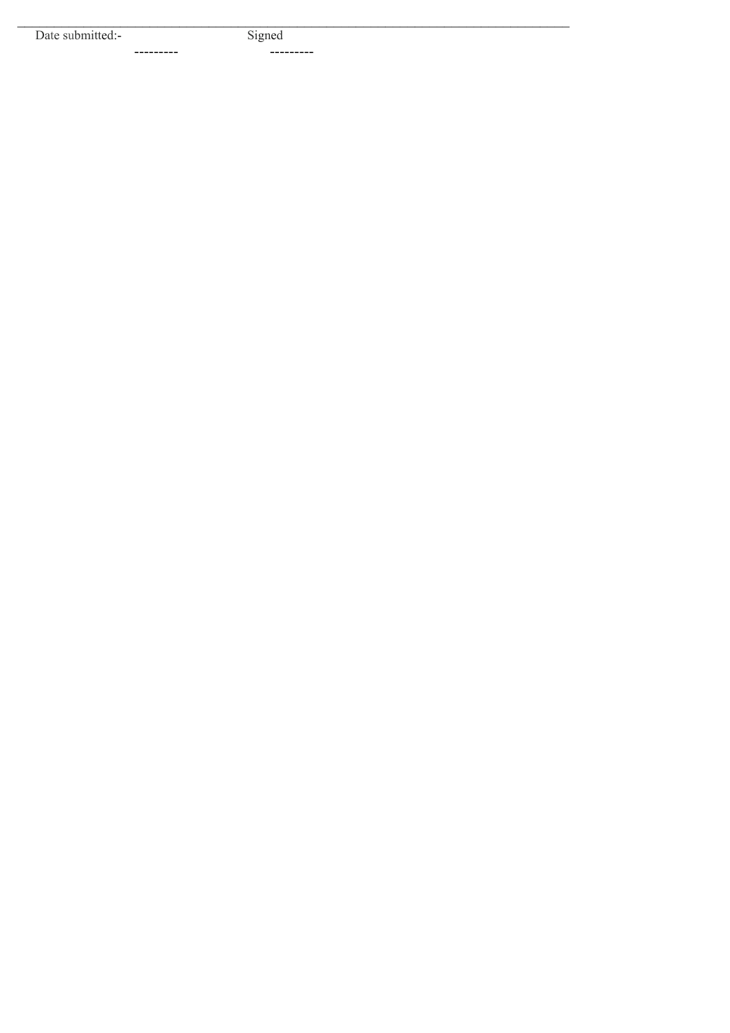Date submitted:- --------- Signed ---------